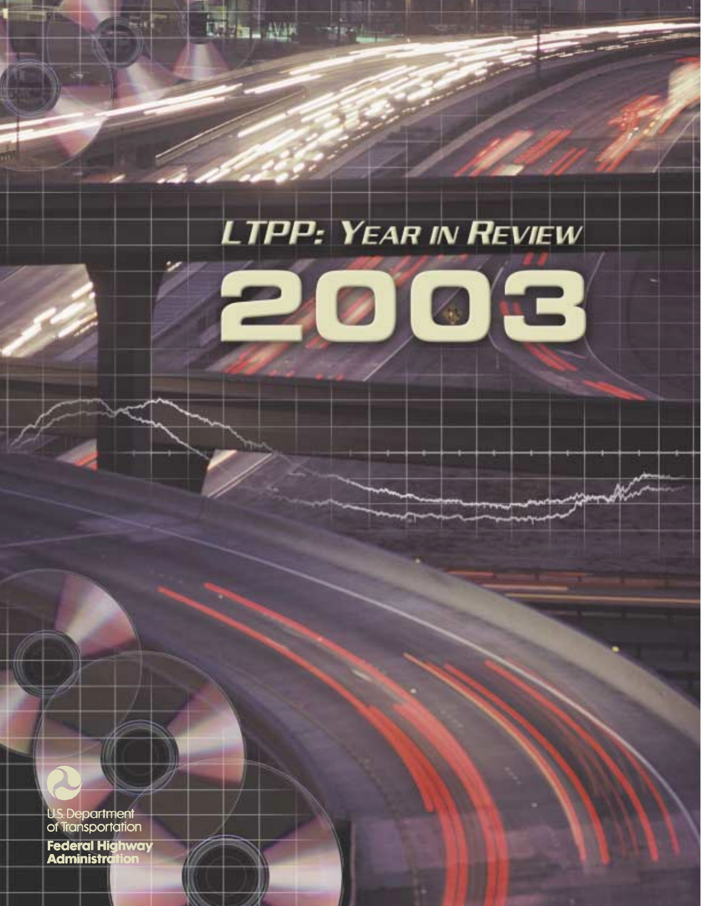# LTPP: Year in Review

# 2003

U.S. Department of Transportation

**Federal Highway Administration**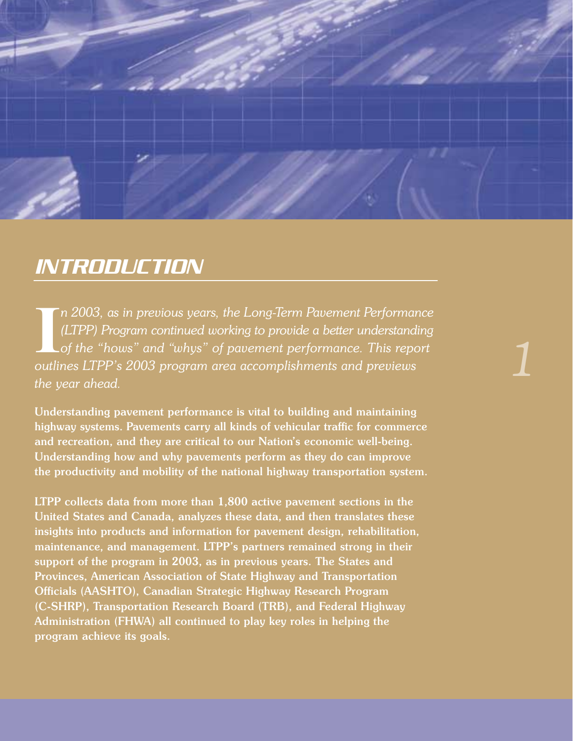# INTRODUCTION

*In 2003, as in previous years, the Long-Term Pavement Performance (LTPP) Program continued working to provide a better understanding of the "hows" and "whys" of pavement performance. This report outlines LTPP's 2003 program area accomplishments and previews the year ahead.*

**Understanding pavement performance is vital to building and maintaining highway systems. Pavements carry all kinds of vehicular traffic for commerce and recreation, and they are critical to our Nation's economic well-being. Understanding how and why pavements perform as they do can improve the productivity and mobility of the national highway transportation system.**

**LTPP collects data from more than 1,800 active pavement sections in the United States and Canada, analyzes these data, and then translates these insights into products and information for pavement design, rehabilitation, maintenance, and management. LTPP's partners remained strong in their support of the program in 2003, as in previous years. The States and Provinces, American Association of State Highway and Transportation Officials (AASHTO), Canadian Strategic Highway Research Program (C-SHRP), Transportation Research Board (TRB), and Federal Highway Administration (FHWA) all continued to play key roles in helping the program achieve its goals.**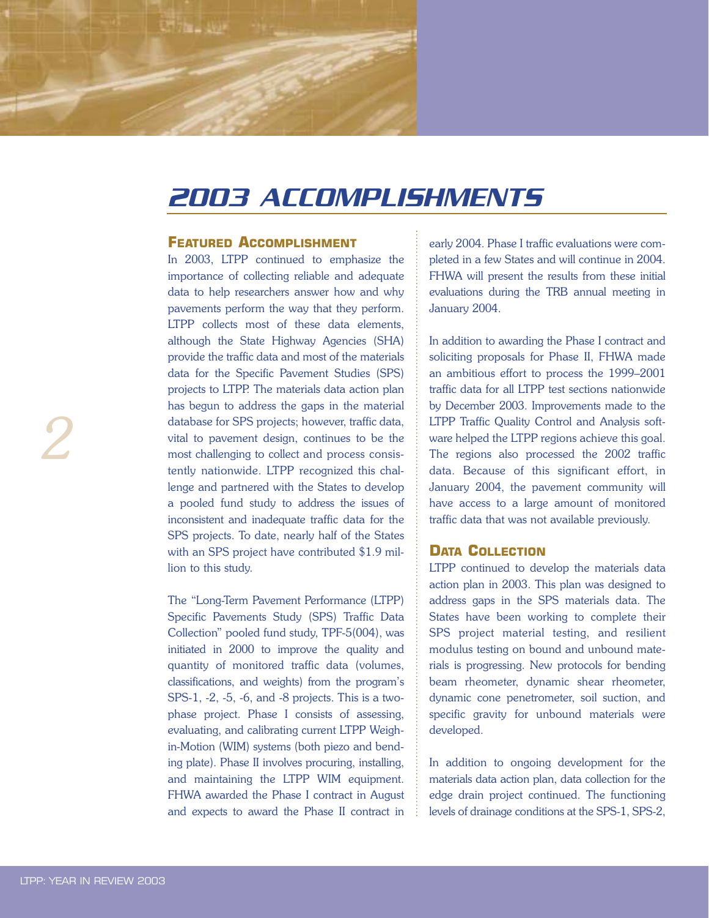# 2003 ACCOMPLISHMENTS

## Featured Accomplishment

In 2003, LTPP continued to emphasize the importance of collecting reliable and adequate data to help researchers answer how and why pavements perform the way that they perform. LTPP collects most of these data elements, although the State Highway Agencies (SHA) provide the traffic data and most of the materials data for the Specific Pavement Studies (SPS) projects to LTPP. The materials data action plan has begun to address the gaps in the material database for SPS projects; however, traffic data, vital to pavement design, continues to be the most challenging to collect and process consistently nationwide. LTPP recognized this challenge and partnered with the States to develop a pooled fund study to address the issues of inconsistent and inadequate traffic data for the SPS projects. To date, nearly half of the States with an SPS project have contributed $1.9 million to this study.

The "Long-Term Pavement Performance (LTPP) Specific Pavements Study (SPS) Traffic Data Collection" pooled fund study, TPF-5(004), was initiated in 2000 to improve the quality and quantity of monitored traffic data (volumes, classifications, and weights) from the program's SPS-1, -2, -5, -6, and -8 projects. This is a two-phase project. Phase I consists of assessing, evaluating, and calibrating current LTPP Weigh-in-Motion (WIM) systems (both piezo and bending plate). Phase II involves procuring, installing, and maintaining the LTPP WIM equipment. FHWA awarded the Phase I contract in August and expects to award the Phase II contract in early 2004. Phase I traffic evaluations were completed in a few States and will continue in 2004. FHWA will present the results from these initial evaluations during the TRB annual meeting in January 2004.

In addition to awarding the Phase I contract and soliciting proposals for Phase II, FHWA made an ambitious effort to process the 1999–2001 traffic data for all LTPP test sections nationwide by December 2003. Improvements made to the LTPP Traffic Quality Control and Analysis software helped the LTPP regions achieve this goal. The regions also processed the 2002 traffic data. Because of this significant effort, in January 2004, the pavement community will have access to a large amount of monitored traffic data that was not available previously.

## Data Collection

LTPP continued to develop the materials data action plan in 2003. This plan was designed to address gaps in the SPS materials data. The States have been working to complete their SPS project material testing, and resilient modulus testing on bound and unbound materials is progressing. New protocols for bending beam rheometer, dynamic shear rheometer, dynamic cone penetrometer, soil suction, and specific gravity for unbound materials were developed.

In addition to ongoing development for the materials data action plan, data collection for the edge drain project continued. The functioning levels of drainage conditions at the SPS-1, SPS-2,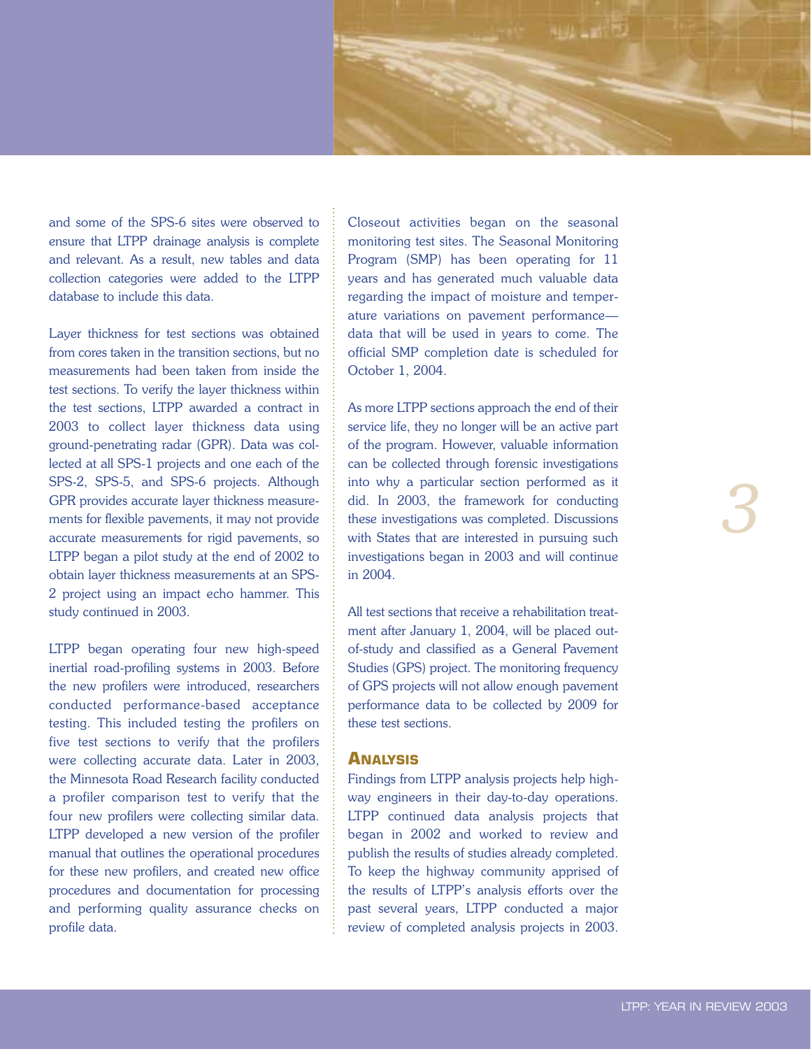and some of the SPS-6 sites were observed to ensure that LTPP drainage analysis is complete and relevant. As a result, new tables and data collection categories were added to the LTPP database to include this data.

Layer thickness for test sections was obtained from cores taken in the transition sections, but no measurements had been taken from inside the test sections. To verify the layer thickness within the test sections, LTPP awarded a contract in 2003 to collect layer thickness data using ground-penetrating radar (GPR). Data was collected at all SPS-1 projects and one each of the SPS-2, SPS-5, and SPS-6 projects. Although GPR provides accurate layer thickness measurements for flexible pavements, it may not provide accurate measurements for rigid pavements, so LTPP began a pilot study at the end of 2002 to obtain layer thickness measurements at an SPS-2 project using an impact echo hammer. This study continued in 2003.

LTPP began operating four new high-speed inertial road-profiling systems in 2003. Before the new profilers were introduced, researchers conducted performance-based acceptance testing. This included testing the profilers on five test sections to verify that the profilers were collecting accurate data. Later in 2003, the Minnesota Road Research facility conducted a profiler comparison test to verify that the four new profilers were collecting similar data. LTPP developed a new version of the profiler manual that outlines the operational procedures for these new profilers, and created new office procedures and documentation for processing and performing quality assurance checks on profile data.

Closeout activities began on the seasonal monitoring test sites. The Seasonal Monitoring Program (SMP) has been operating for 11 years and has generated much valuable data regarding the impact of moisture and temperature variations on pavement performance—data that will be used in years to come. The official SMP completion date is scheduled for October 1, 2004.

As more LTPP sections approach the end of their service life, they no longer will be an active part of the program. However, valuable information can be collected through forensic investigations into why a particular section performed as it did. In 2003, the framework for conducting these investigations was completed. Discussions with States that are interested in pursuing such investigations began in 2003 and will continue in 2004.

All test sections that receive a rehabilitation treatment after January 1, 2004, will be placed out-of-study and classified as a General Pavement Studies (GPS) project. The monitoring frequency of GPS projects will not allow enough pavement performance data to be collected by 2009 for these test sections.

## Analysis

Findings from LTPP analysis projects help highway engineers in their day-to-day operations. LTPP continued data analysis projects that began in 2002 and worked to review and publish the results of studies already completed. To keep the highway community apprised of the results of LTPP's analysis efforts over the past several years, LTPP conducted a major review of completed analysis projects in 2003.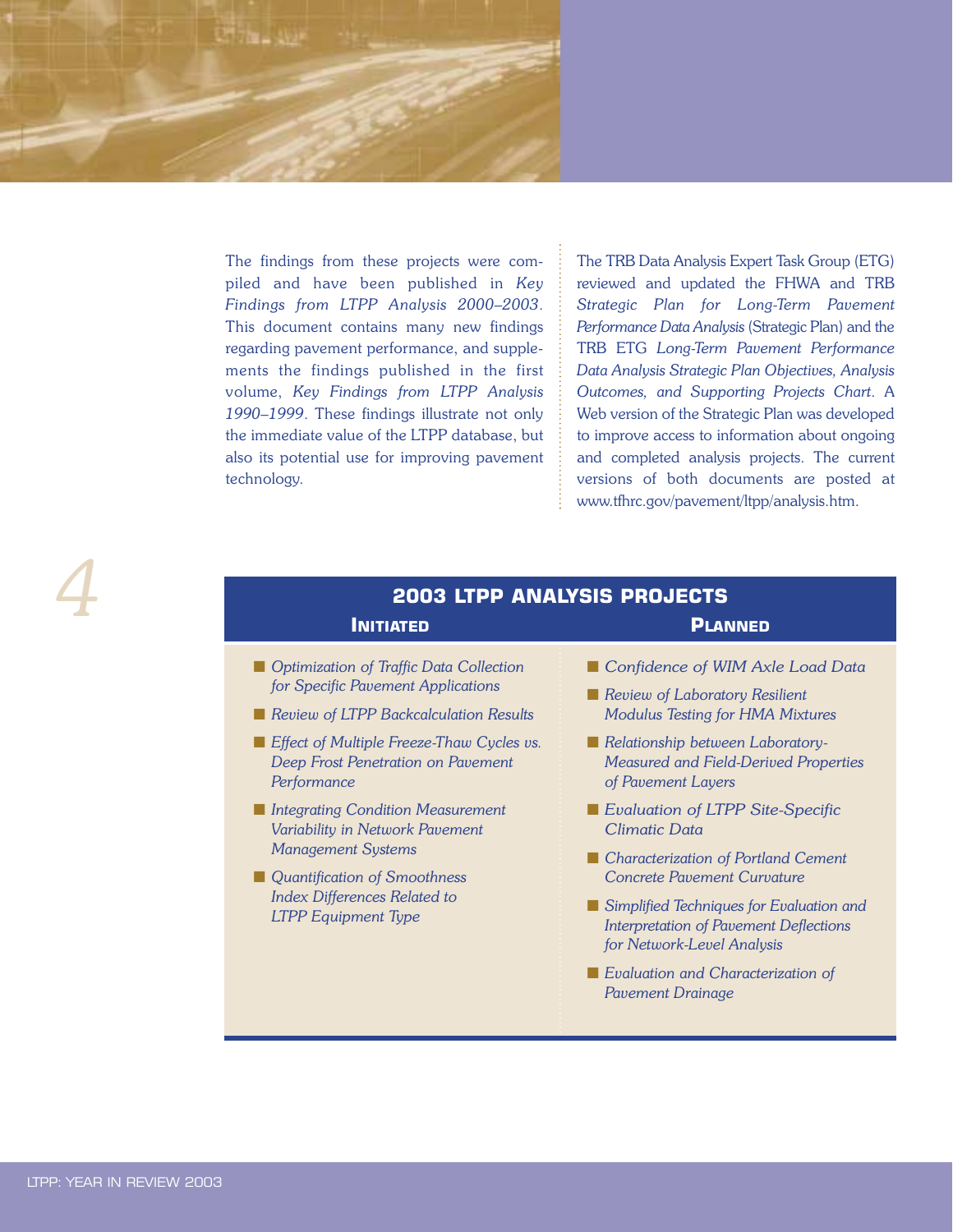The findings from these projects were compiled and have been published in *Key Findings from LTPP Analysis 2000–2003*. This document contains many new findings regarding pavement performance, and supplements the findings published in the first volume, *Key Findings from LTPP Analysis 1990–1999*. These findings illustrate not only the immediate value of the LTPP database, but also its potential use for improving pavement technology.

The TRB Data Analysis Expert Task Group (ETG) reviewed and updated the FHWA and TRB *Strategic Plan for Long-Term Pavement Performance Data Analysis* (Strategic Plan) and the TRB ETG *Long-Term Pavement Performance Data Analysis Strategic Plan Objectives, Analysis Outcomes, and Supporting Projects Chart*. A Web version of the Strategic Plan was developed to improve access to information about ongoing and completed analysis projects. The current versions of both documents are posted at www.tfhrc.gov/pavement/ltpp/analysis.htm.

## 2003 LTPP ANALYSIS PROJECTS

### Initiated

- *Optimization of Traffic Data Collection for Specific Pavement Applications*
- *Review of LTPP Backcalculation Results*
- *Effect of Multiple Freeze-Thaw Cycles vs. Deep Frost Penetration on Pavement Performance*
- *Integrating Condition Measurement Variability in Network Pavement Management Systems*
- *Quantification of Smoothness Index Differences Related to LTPP Equipment Type*

### Planned

- *Confidence of WIM Axle Load Data*
- *Review of Laboratory Resilient Modulus Testing for HMA Mixtures*
- *Relationship between Laboratory-Measured and Field-Derived Properties of Pavement Layers*
- *Evaluation of LTPP Site-Specific Climatic Data*
- *Characterization of Portland Cement Concrete Pavement Curvature*
- *Simplified Techniques for Evaluation and Interpretation of Pavement Deflections for Network-Level Analysis*
- *Evaluation and Characterization of Pavement Drainage*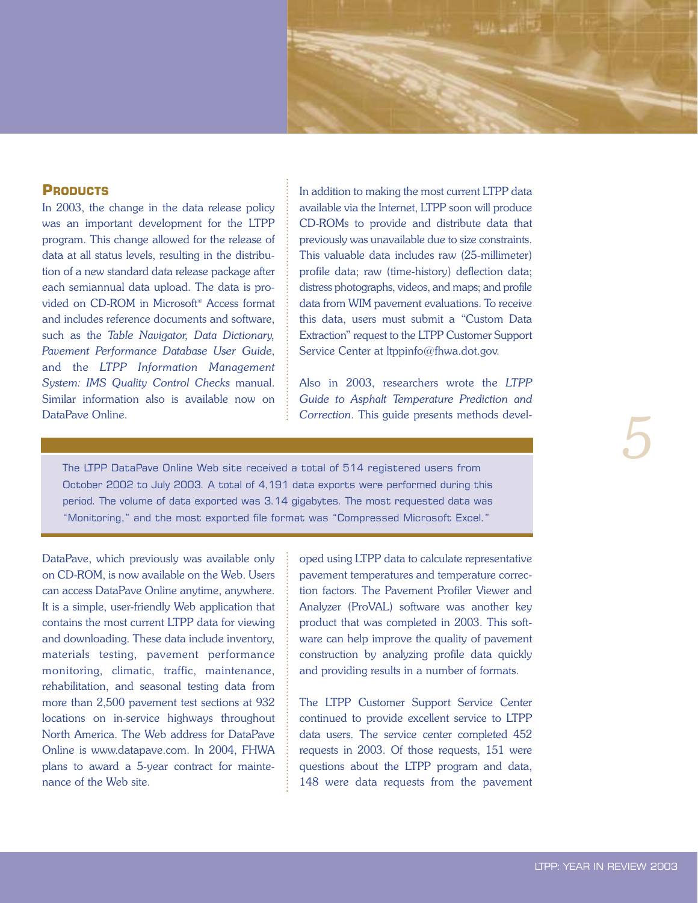## Products

In 2003, the change in the data release policy was an important development for the LTPP program. This change allowed for the release of data at all status levels, resulting in the distribution of a new standard data release package after each semiannual data upload. The data is provided on CD-ROM in Microsoft® Access format and includes reference documents and software, such as the *Table Navigator, Data Dictionary, Pavement Performance Database User Guide*, and the *LTPP Information Management System: IMS Quality Control Checks* manual. Similar information also is available now on DataPave Online.

In addition to making the most current LTPP data available via the Internet, LTPP soon will produce CD-ROMs to provide and distribute data that previously was unavailable due to size constraints. This valuable data includes raw (25-millimeter) profile data; raw (time-history) deflection data; distress photographs, videos, and maps; and profile data from WIM pavement evaluations. To receive this data, users must submit a "Custom Data Extraction" request to the LTPP Customer Support Service Center at ltppinfo@fhwa.dot.gov.

Also in 2003, researchers wrote the *LTPP Guide to Asphalt Temperature Prediction and Correction*. This guide presents methods developed using LTPP data to calculate representative pavement temperatures and temperature correction factors. The Pavement Profiler Viewer and Analyzer (ProVAL) software was another key product that was completed in 2003. This software can help improve the quality of pavement construction by analyzing profile data quickly and providing results in a number of formats.

The LTPP DataPave Online Web site received a total of 514 registered users from October 2002 to July 2003. A total of 4,191 data exports were performed during this period. The volume of data exported was 3.14 gigabytes. The most requested data was "Monitoring," and the most exported file format was "Compressed Microsoft Excel."

DataPave, which previously was available only on CD-ROM, is now available on the Web. Users can access DataPave Online anytime, anywhere. It is a simple, user-friendly Web application that contains the most current LTPP data for viewing and downloading. These data include inventory, materials testing, pavement performance monitoring, climatic, traffic, maintenance, rehabilitation, and seasonal testing data from more than 2,500 pavement test sections at 932 locations on in-service highways throughout North America. The Web address for DataPave Online is www.datapave.com. In 2004, FHWA plans to award a 5-year contract for maintenance of the Web site.

The LTPP Customer Support Service Center continued to provide excellent service to LTPP data users. The service center completed 452 requests in 2003. Of those requests, 151 were questions about the LTPP program and data, 148 were data requests from the pavement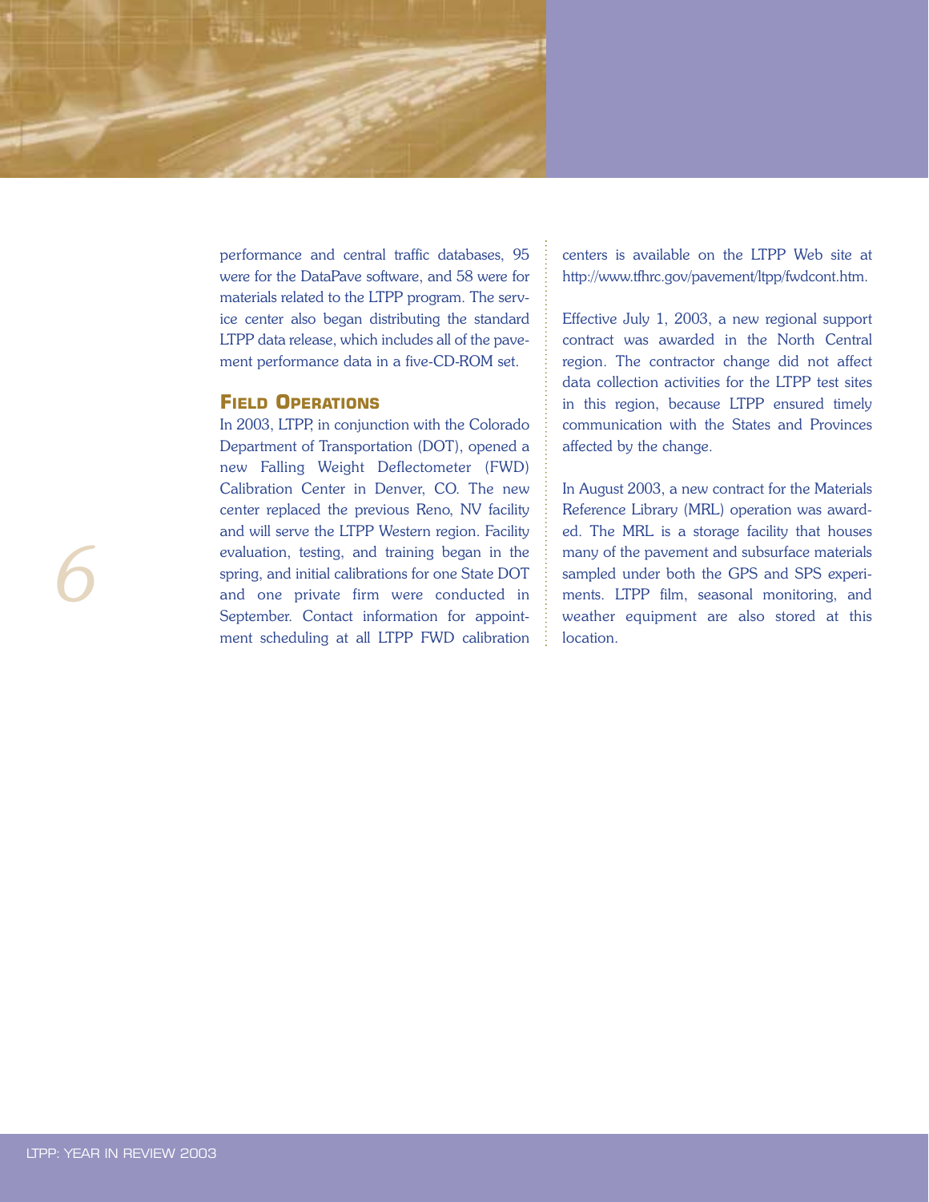performance and central traffic databases, 95 were for the DataPave software, and 58 were for materials related to the LTPP program. The service center also began distributing the standard LTPP data release, which includes all of the pavement performance data in a five-CD-ROM set.

## Field Operations

In 2003, LTPP, in conjunction with the Colorado Department of Transportation (DOT), opened a new Falling Weight Deflectometer (FWD) Calibration Center in Denver, CO. The new center replaced the previous Reno, NV facility and will serve the LTPP Western region. Facility evaluation, testing, and training began in the spring, and initial calibrations for one State DOT and one private firm were conducted in September. Contact information for appointment scheduling at all LTPP FWD calibration centers is available on the LTPP Web site at http://www.tfhrc.gov/pavement/ltpp/fwdcont.htm.

Effective July 1, 2003, a new regional support contract was awarded in the North Central region. The contractor change did not affect data collection activities for the LTPP test sites in this region, because LTPP ensured timely communication with the States and Provinces affected by the change.

In August 2003, a new contract for the Materials Reference Library (MRL) operation was awarded. The MRL is a storage facility that houses many of the pavement and subsurface materials sampled under both the GPS and SPS experiments. LTPP film, seasonal monitoring, and weather equipment are also stored at this location.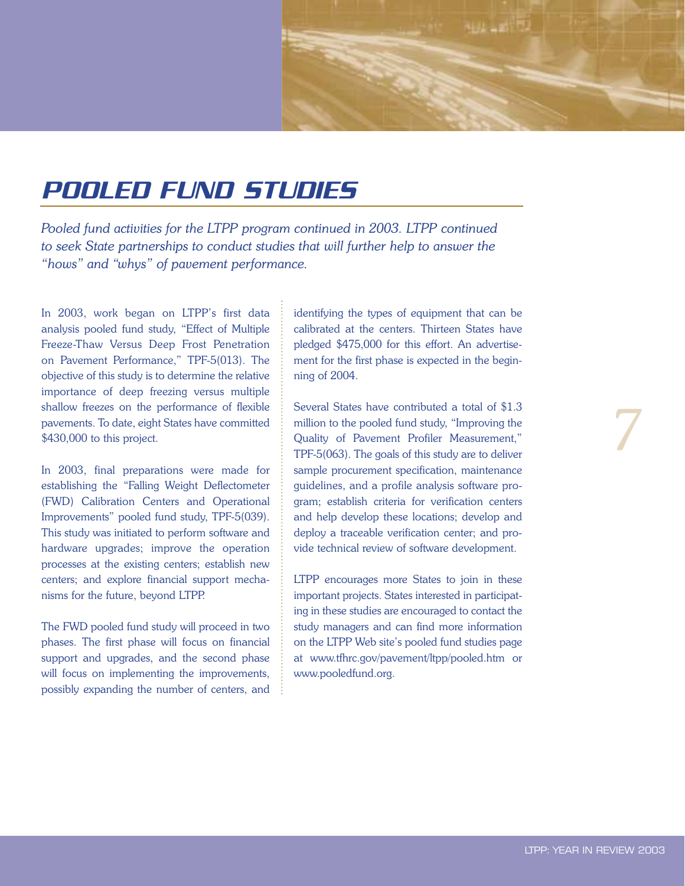# POOLED FUND STUDIES

*Pooled fund activities for the LTPP program continued in 2003. LTPP continued to seek State partnerships to conduct studies that will further help to answer the "hows" and "whys" of pavement performance.*

In 2003, work began on LTPP's first data analysis pooled fund study, "Effect of Multiple Freeze-Thaw Versus Deep Frost Penetration on Pavement Performance," TPF-5(013). The objective of this study is to determine the relative importance of deep freezing versus multiple shallow freezes on the performance of flexible pavements. To date, eight States have committed $430,000 to this project.

In 2003, final preparations were made for establishing the "Falling Weight Deflectometer (FWD) Calibration Centers and Operational Improvements" pooled fund study, TPF-5(039). This study was initiated to perform software and hardware upgrades; improve the operation processes at the existing centers; establish new centers; and explore financial support mechanisms for the future, beyond LTPP.

The FWD pooled fund study will proceed in two phases. The first phase will focus on financial support and upgrades, and the second phase will focus on implementing the improvements, possibly expanding the number of centers, and identifying the types of equipment that can be calibrated at the centers. Thirteen States have pledged $475,000 for this effort. An advertisement for the first phase is expected in the beginning of 2004.

Several States have contributed a total of $1.3 million to the pooled fund study, "Improving the Quality of Pavement Profiler Measurement," TPF-5(063). The goals of this study are to deliver sample procurement specification, maintenance guidelines, and a profile analysis software program; establish criteria for verification centers and help develop these locations; develop and deploy a traceable verification center; and provide technical review of software development.

LTPP encourages more States to join in these important projects. States interested in participating in these studies are encouraged to contact the study managers and can find more information on the LTPP Web site's pooled fund studies page at www.tfhrc.gov/pavement/ltpp/pooled.htm or www.pooledfund.org.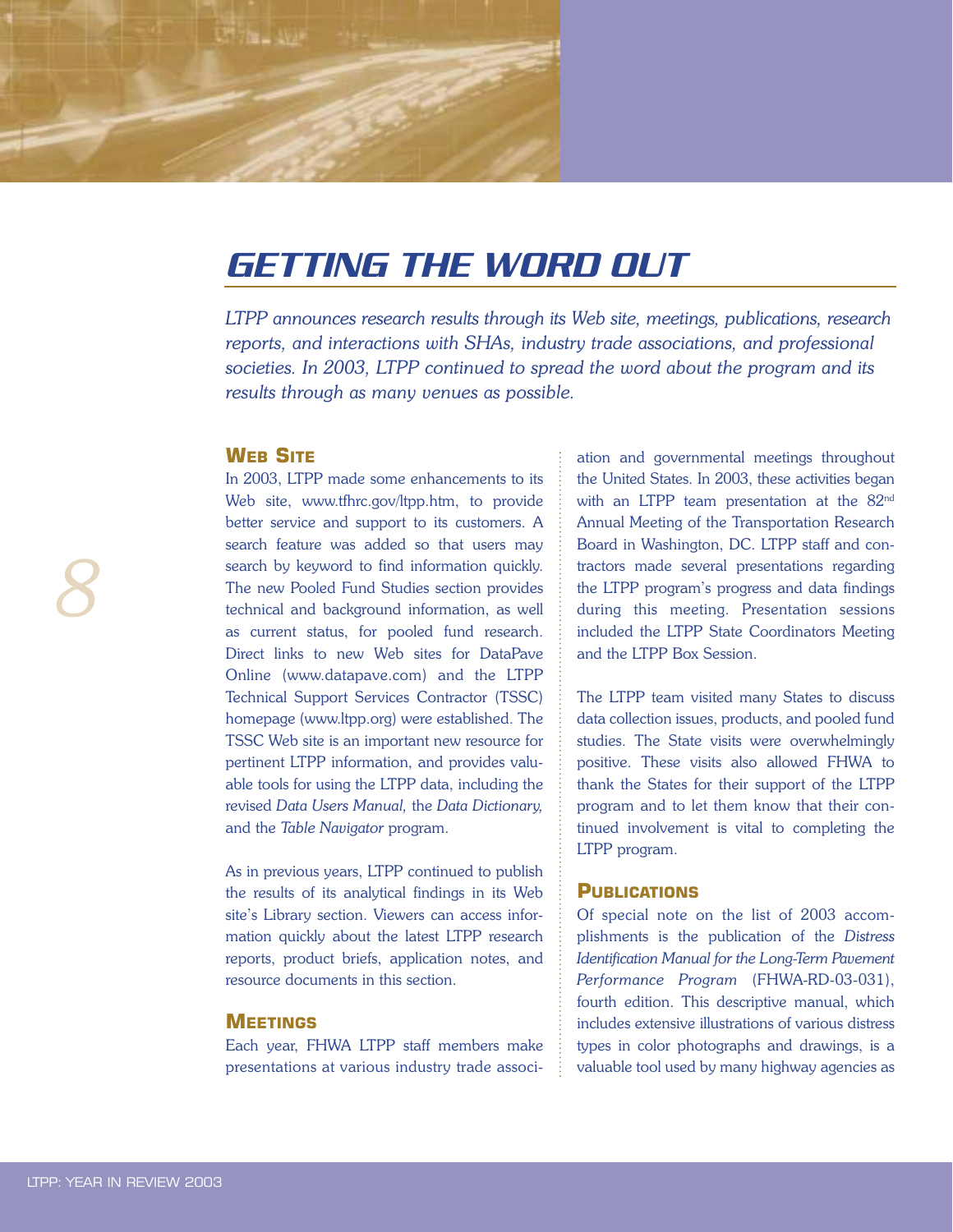# GETTING THE WORD OUT

*LTPP announces research results through its Web site, meetings, publications, research reports, and interactions with SHAs, industry trade associations, and professional societies. In 2003, LTPP continued to spread the word about the program and its results through as many venues as possible.*

## WEB SITE

In 2003, LTPP made some enhancements to its Web site, www.tfhrc.gov/ltpp.htm, to provide better service and support to its customers. A search feature was added so that users may search by keyword to find information quickly. The new Pooled Fund Studies section provides technical and background information, as well as current status, for pooled fund research. Direct links to new Web sites for DataPave Online (www.datapave.com) and the LTPP Technical Support Services Contractor (TSSC) homepage (www.ltpp.org) were established. The TSSC Web site is an important new resource for pertinent LTPP information, and provides valuable tools for using the LTPP data, including the revised *Data Users Manual,* the *Data Dictionary,* and the *Table Navigator* program.

As in previous years, LTPP continued to publish the results of its analytical findings in its Web site's Library section. Viewers can access information quickly about the latest LTPP research reports, product briefs, application notes, and resource documents in this section.

## MEETINGS

Each year, FHWA LTPP staff members make presentations at various industry trade association and governmental meetings throughout the United States. In 2003, these activities began with an LTPP team presentation at the 82nd Annual Meeting of the Transportation Research Board in Washington, DC. LTPP staff and contractors made several presentations regarding the LTPP program's progress and data findings during this meeting. Presentation sessions included the LTPP State Coordinators Meeting and the LTPP Box Session.

The LTPP team visited many States to discuss data collection issues, products, and pooled fund studies. The State visits were overwhelmingly positive. These visits also allowed FHWA to thank the States for their support of the LTPP program and to let them know that their continued involvement is vital to completing the LTPP program.

## PUBLICATIONS

Of special note on the list of 2003 accomplishments is the publication of the *Distress Identification Manual for the Long-Term Pavement Performance Program* (FHWA-RD-03-031), fourth edition. This descriptive manual, which includes extensive illustrations of various distress types in color photographs and drawings, is a valuable tool used by many highway agencies as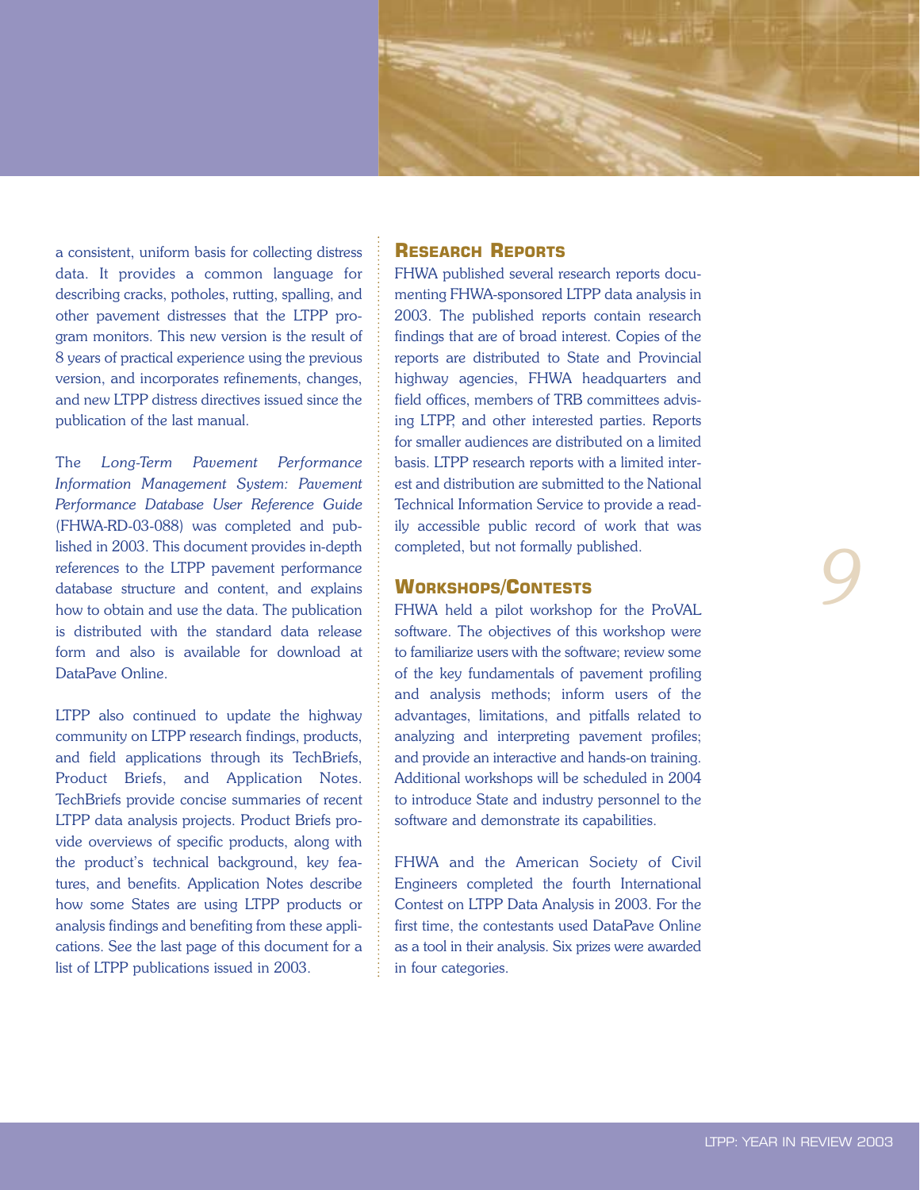a consistent, uniform basis for collecting distress data. It provides a common language for describing cracks, potholes, rutting, spalling, and other pavement distresses that the LTPP program monitors. This new version is the result of 8 years of practical experience using the previous version, and incorporates refinements, changes, and new LTPP distress directives issued since the publication of the last manual.

The *Long-Term Pavement Performance Information Management System: Pavement Performance Database User Reference Guide* (FHWA-RD-03-088) was completed and published in 2003. This document provides in-depth references to the LTPP pavement performance database structure and content, and explains how to obtain and use the data. The publication is distributed with the standard data release form and also is available for download at DataPave Online.

LTPP also continued to update the highway community on LTPP research findings, products, and field applications through its TechBriefs, Product Briefs, and Application Notes. TechBriefs provide concise summaries of recent LTPP data analysis projects. Product Briefs provide overviews of specific products, along with the product's technical background, key features, and benefits. Application Notes describe how some States are using LTPP products or analysis findings and benefiting from these applications. See the last page of this document for a list of LTPP publications issued in 2003.

## Research Reports

FHWA published several research reports documenting FHWA-sponsored LTPP data analysis in 2003. The published reports contain research findings that are of broad interest. Copies of the reports are distributed to State and Provincial highway agencies, FHWA headquarters and field offices, members of TRB committees advising LTPP, and other interested parties. Reports for smaller audiences are distributed on a limited basis. LTPP research reports with a limited interest and distribution are submitted to the National Technical Information Service to provide a readily accessible public record of work that was completed, but not formally published.

## Workshops/Contests

FHWA held a pilot workshop for the ProVAL software. The objectives of this workshop were to familiarize users with the software; review some of the key fundamentals of pavement profiling and analysis methods; inform users of the advantages, limitations, and pitfalls related to analyzing and interpreting pavement profiles; and provide an interactive and hands-on training. Additional workshops will be scheduled in 2004 to introduce State and industry personnel to the software and demonstrate its capabilities.

FHWA and the American Society of Civil Engineers completed the fourth International Contest on LTPP Data Analysis in 2003. For the first time, the contestants used DataPave Online as a tool in their analysis. Six prizes were awarded in four categories.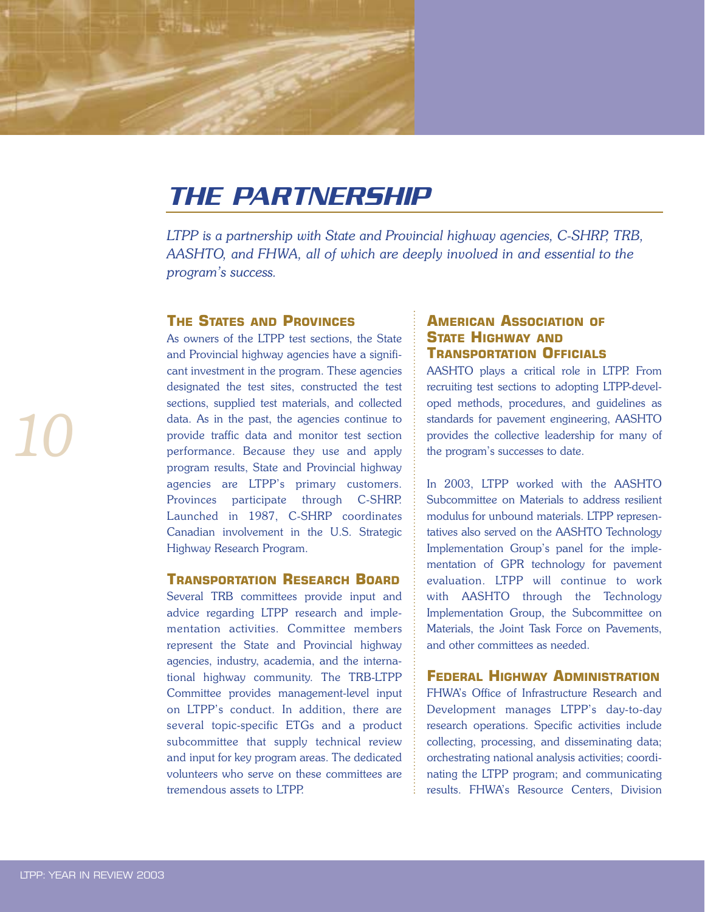# THE PARTNERSHIP

*LTPP is a partnership with State and Provincial highway agencies, C-SHRP, TRB, AASHTO, and FHWA, all of which are deeply involved in and essential to the program's success.*

## The States and Provinces

As owners of the LTPP test sections, the State and Provincial highway agencies have a significant investment in the program. These agencies designated the test sites, constructed the test sections, supplied test materials, and collected data. As in the past, the agencies continue to provide traffic data and monitor test section performance. Because they use and apply program results, State and Provincial highway agencies are LTPP's primary customers. Provinces participate through C-SHRP. Launched in 1987, C-SHRP coordinates Canadian involvement in the U.S. Strategic Highway Research Program.

## Transportation Research Board

Several TRB committees provide input and advice regarding LTPP research and implementation activities. Committee members represent the State and Provincial highway agencies, industry, academia, and the international highway community. The TRB-LTPP Committee provides management-level input on LTPP's conduct. In addition, there are several topic-specific ETGs and a product subcommittee that supply technical review and input for key program areas. The dedicated volunteers who serve on these committees are tremendous assets to LTPP.

## American Association of State Highway and Transportation Officials

AASHTO plays a critical role in LTPP. From recruiting test sections to adopting LTPP-developed methods, procedures, and guidelines as standards for pavement engineering, AASHTO provides the collective leadership for many of the program's successes to date.

In 2003, LTPP worked with the AASHTO Subcommittee on Materials to address resilient modulus for unbound materials. LTPP representatives also served on the AASHTO Technology Implementation Group's panel for the implementation of GPR technology for pavement evaluation. LTPP will continue to work with AASHTO through the Technology Implementation Group, the Subcommittee on Materials, the Joint Task Force on Pavements, and other committees as needed.

## Federal Highway Administration

FHWA's Office of Infrastructure Research and Development manages LTPP's day-to-day research operations. Specific activities include collecting, processing, and disseminating data; orchestrating national analysis activities; coordinating the LTPP program; and communicating results. FHWA's Resource Centers, Division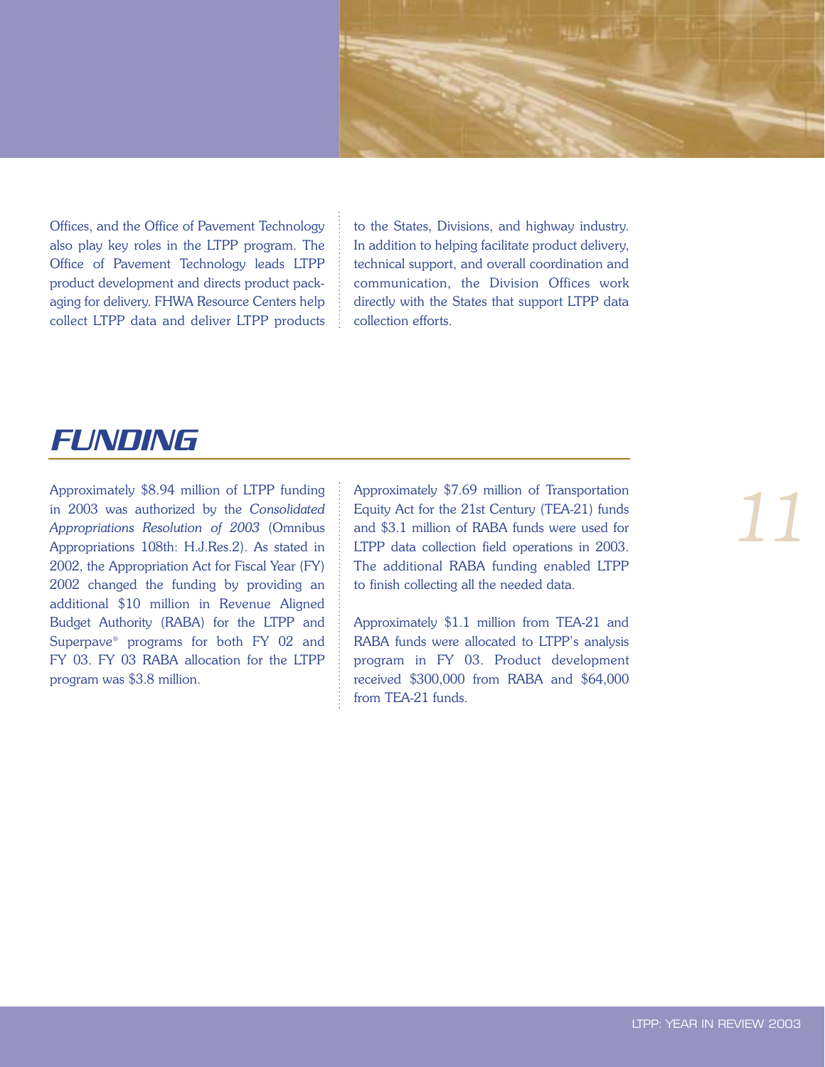Offices, and the Office of Pavement Technology also play key roles in the LTPP program. The Office of Pavement Technology leads LTPP product development and directs product packaging for delivery. FHWA Resource Centers help collect LTPP data and deliver LTPP products to the States, Divisions, and highway industry. In addition to helping facilitate product delivery, technical support, and overall coordination and communication, the Division Offices work directly with the States that support LTPP data collection efforts.

## FUNDING

Approximately $8.94 million of LTPP funding in 2003 was authorized by the *Consolidated Appropriations Resolution of 2003* (Omnibus Appropriations 108th: H.J.Res.2). As stated in 2002, the Appropriation Act for Fiscal Year (FY) 2002 changed the funding by providing an additional $10 million in Revenue Aligned Budget Authority (RABA) for the LTPP and Superpave® programs for both FY 02 and FY 03. FY 03 RABA allocation for the LTPP program was $3.8 million.

Approximately $7.69 million of Transportation Equity Act for the 21st Century (TEA-21) funds and $3.1 million of RABA funds were used for LTPP data collection field operations in 2003. The additional RABA funding enabled LTPP to finish collecting all the needed data.

Approximately $1.1 million from TEA-21 and RABA funds were allocated to LTPP's analysis program in FY 03. Product development received $300,000 from RABA and $64,000 from TEA-21 funds.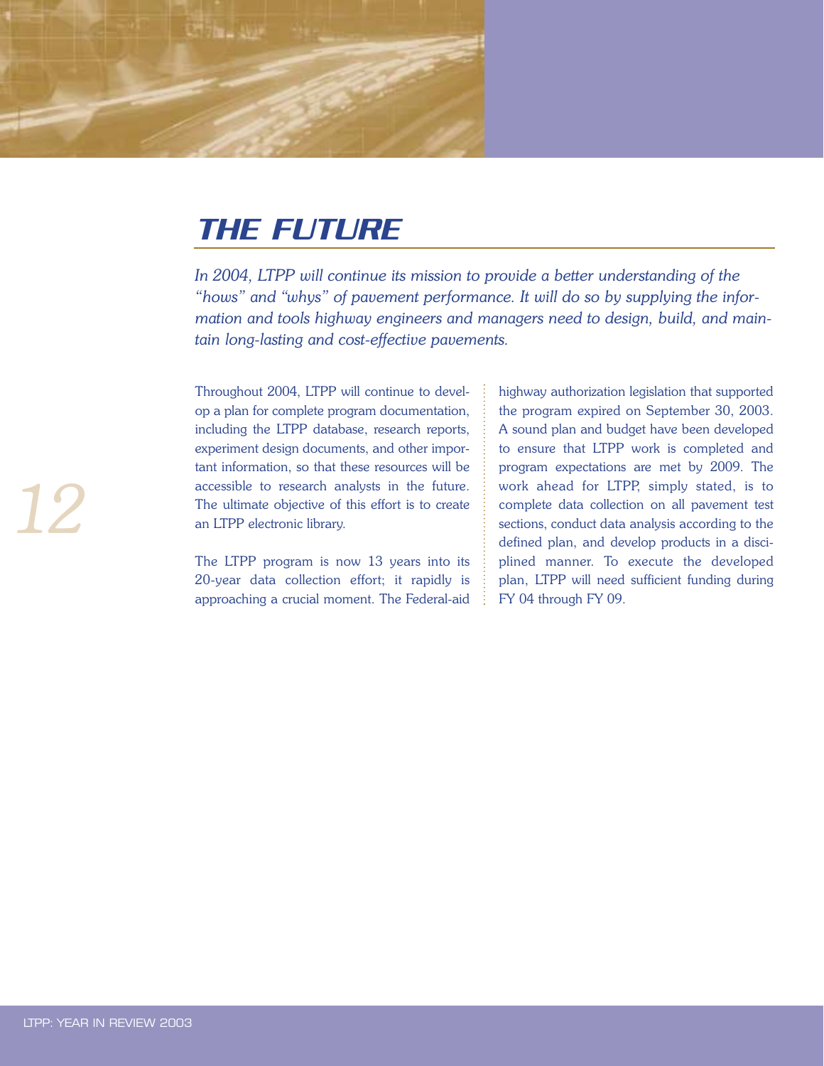# THE FUTURE

*In 2004, LTPP will continue its mission to provide a better understanding of the "hows" and "whys" of pavement performance. It will do so by supplying the information and tools highway engineers and managers need to design, build, and maintain long-lasting and cost-effective pavements.*

Throughout 2004, LTPP will continue to develop a plan for complete program documentation, including the LTPP database, research reports, experiment design documents, and other important information, so that these resources will be accessible to research analysts in the future. The ultimate objective of this effort is to create an LTPP electronic library.

The LTPP program is now 13 years into its 20-year data collection effort; it rapidly is approaching a crucial moment. The Federal-aid highway authorization legislation that supported the program expired on September 30, 2003. A sound plan and budget have been developed to ensure that LTPP work is completed and program expectations are met by 2009. The work ahead for LTPP, simply stated, is to complete data collection on all pavement test sections, conduct data analysis according to the defined plan, and develop products in a disciplined manner. To execute the developed plan, LTPP will need sufficient funding during FY 04 through FY 09.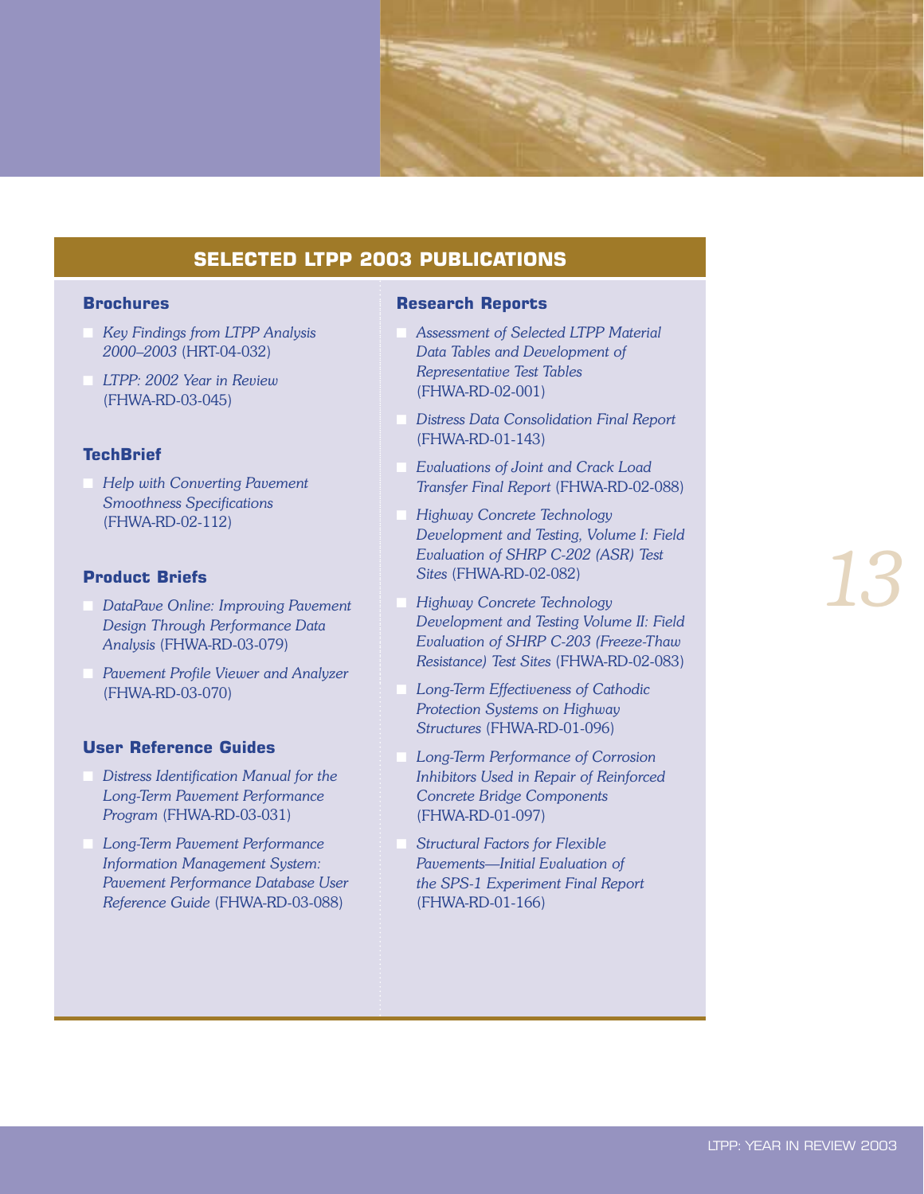## SELECTED LTPP 2003 PUBLICATIONS

### Brochures

- *Key Findings from LTPP Analysis 2000–2003* (HRT-04-032)
- *LTPP: 2002 Year in Review* (FHWA-RD-03-045)

### TechBrief

- *Help with Converting Pavement Smoothness Specifications* (FHWA-RD-02-112)

### Product Briefs

- *DataPave Online: Improving Pavement Design Through Performance Data Analysis* (FHWA-RD-03-079)
- *Pavement Profile Viewer and Analyzer* (FHWA-RD-03-070)

### User Reference Guides

- *Distress Identification Manual for the Long-Term Pavement Performance Program* (FHWA-RD-03-031)
- *Long-Term Pavement Performance Information Management System: Pavement Performance Database User Reference Guide* (FHWA-RD-03-088)

### Research Reports

- *Assessment of Selected LTPP Material Data Tables and Development of Representative Test Tables* (FHWA-RD-02-001)
- *Distress Data Consolidation Final Report* (FHWA-RD-01-143)
- *Evaluations of Joint and Crack Load Transfer Final Report* (FHWA-RD-02-088)
- *Highway Concrete Technology Development and Testing, Volume I: Field Evaluation of SHRP C-202 (ASR) Test Sites* (FHWA-RD-02-082)
- *Highway Concrete Technology Development and Testing Volume II: Field Evaluation of SHRP C-203 (Freeze-Thaw Resistance) Test Sites* (FHWA-RD-02-083)
- *Long-Term Effectiveness of Cathodic Protection Systems on Highway Structures* (FHWA-RD-01-096)
- *Long-Term Performance of Corrosion Inhibitors Used in Repair of Reinforced Concrete Bridge Components* (FHWA-RD-01-097)
- *Structural Factors for Flexible Pavements—Initial Evaluation of the SPS-1 Experiment Final Report* (FHWA-RD-01-166)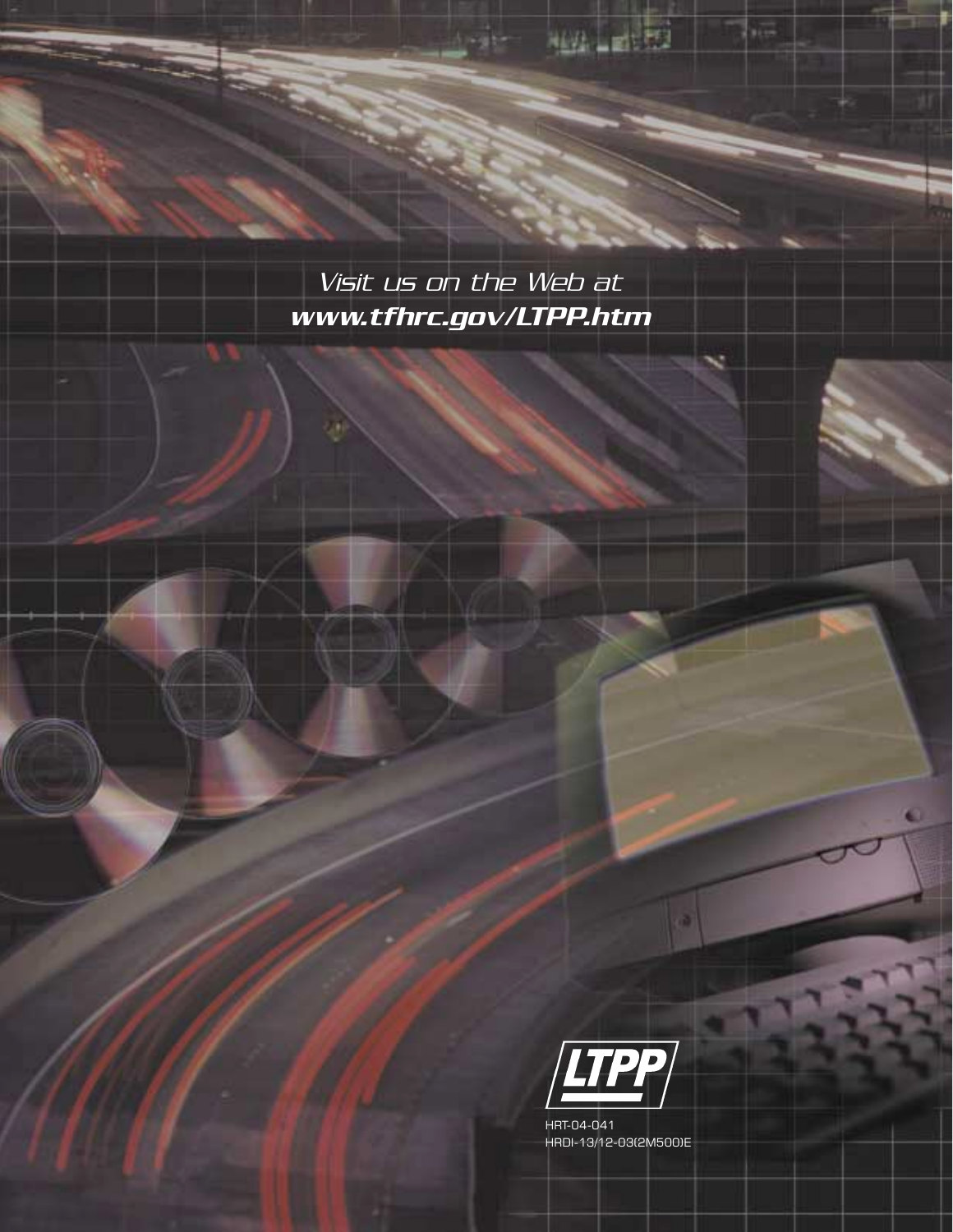*Visit us on the Web at*
***www.tfhrc.gov/LTPP.htm***

LTPP

HRT-04-041
HRDI-13/12-03(2M500)E